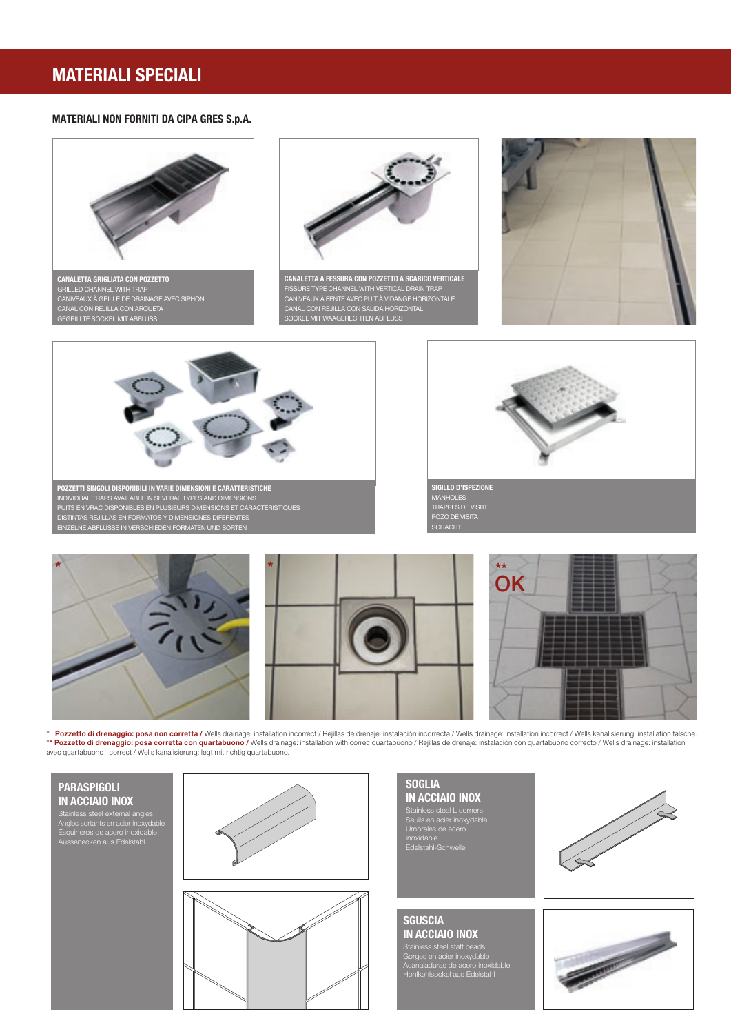# MATERIALI SPECIALI

## MATERIALI NON FORNITI DA CIPA GRES S.p.A.

**CANALETTA GRIGLIATA CON POZZETTO**
GRILLED CHANNEL WITH TRAP
CANIVEAUX À GRILLE DE DRAINAGE AVEC SIPHON
CANAL CON REJILLA CON ARQUETA
GEGRILLTE SOCKEL MIT ABFLUSS

**CANALETTA A FESSURA CON POZZETTO A SCARICO VERTICALE**
FISSURE TYPE CHANNEL WITH VERTICAL DRAIN TRAP
CANIVEAUX À FENTE AVEC PUIT À VIDANGE HORIZONTALE
CANAL CON REJILLA CON SALIDA HORIZONTAL
SOCKEL MIT WAAGERECHTEN ABFLUSS

**POZZETTI SINGOLI DISPONIBILI IN VARIE DIMENSIONI E CARATTERISTICHE**
INDIVIDUAL TRAPS AVAILABLE IN SEVERAL TYPES AND DIMENSIONS
PUITS EN VRAC DISPONIBLES EN PLUSIEURS DIMENSIONS ET CARACTÉRISTIQUES
DISTINTAS REJILLAS EN FORMATOS Y DIMENSIONES DIFERENTES
EINZELNE ABFLÜSSE IN VERSCHIEDEN FORMATEN UND SORTEN

**SIGILLO D'ISPEZIONE**
MANHOLES
TRAPPES DE VISITE
POZO DE VISITA
SCHACHT

*

*

** OK

\* **Pozzetto di drenaggio: posa non corretta /** Wells drainage: installation incorrect / Rejillas de drenaje: instalación incorrecta / Wells drainage: installation incorrect / Wells kanalisierung: installation falsche.
\*\* **Pozzetto di drenaggio: posa corretta con quartabuono /** Wells drainage: installation with correc quartabuono / Rejillas de drenaje: instalación con quartabuono correcto / Wells drainage: installation avec quartabuono correct / Wells kanalisierung: legt mit richtig quartabuono.

### PARASPIGOLI IN ACCIAIO INOX

Stainless steel external angles
Angles sortants en acier inoxydable
Esquineros de acero inoxidable
Aussenecken aus Edelstahl

### SOGLIA IN ACCIAIO INOX

Stainless steel L corners
Seuils en acier inoxydable
Umbrales de acero inoxidable
Edelstahl-Schwelle

### SGUSCIA IN ACCIAIO INOX

Stainless steel staff beads
Gorges en acier inoxydable
Acanaladuras de acero inoxidable
Hohlkehlsockel aus Edelstahl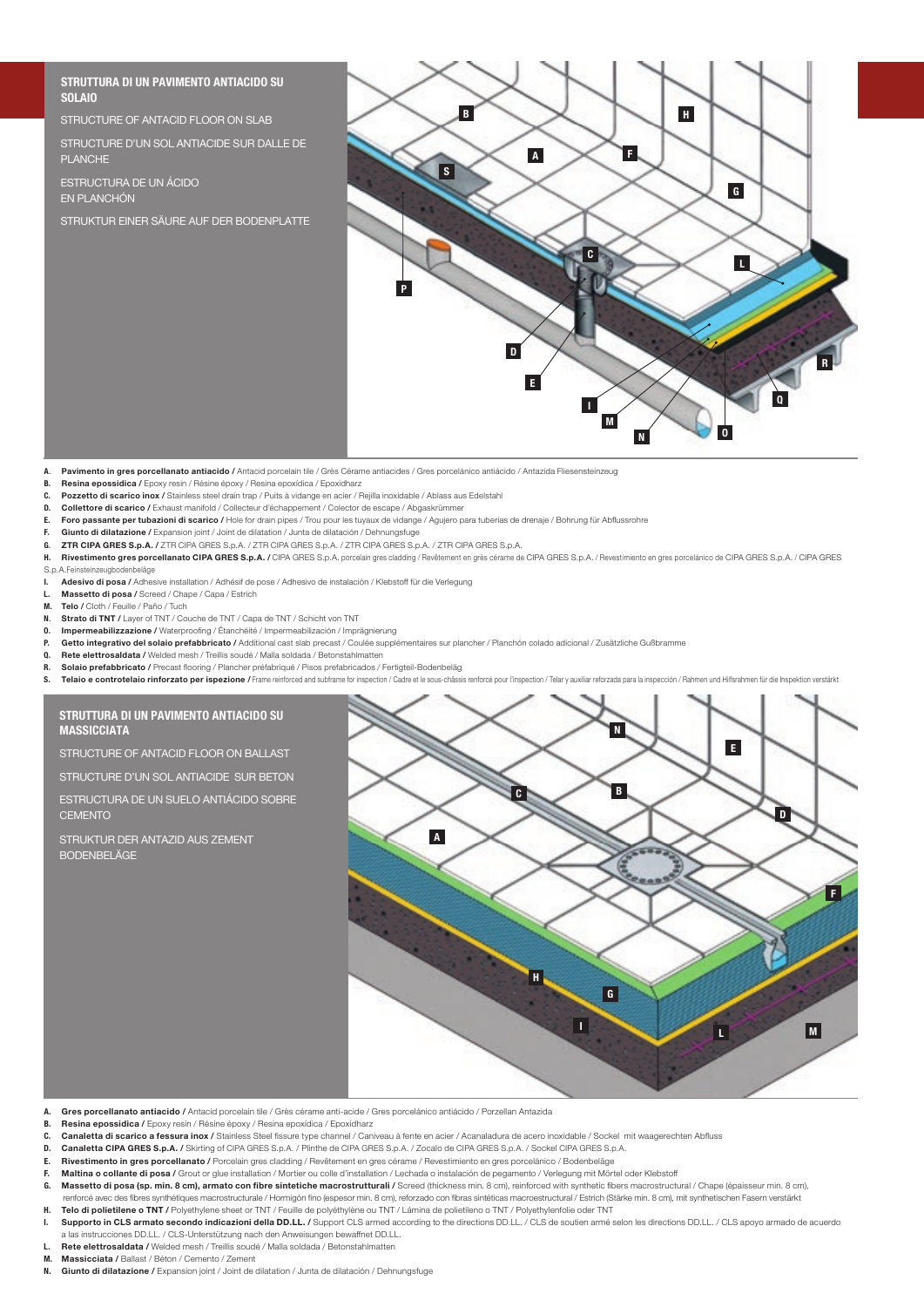## STRUTTURA DI UN PAVIMENTO ANTIACIDO SU SOLAIO

STRUCTURE OF ANTACID FLOOR ON SLAB

STRUCTURE D'UN SOL ANTIACIDE SUR DALLE DE PLANCHE

ESTRUCTURA DE UN ÁCIDO EN PLANCHÓN

STRUKTUR EINER SÄURE AUF DER BODENPLATTE

- **A. Pavimento in gres porcellanato antiacido /** Antacid porcelain tile / Grès Cérame antiacides / Gres porcelánico antiácido / Antazida Fliesensteinzeug
- **B. Resina epossidica /** Epoxy resin / Résine époxy / Resina epoxídica / Epoxidharz
- **C. Pozzetto di scarico inox /** Stainless steel drain trap / Puits à vidange en acier / Rejilla inoxidable / Ablass aus Edelstahl
- **D. Collettore di scarico /** Exhaust manifold / Collecteur d'échappement / Colector de escape / Abgaskrümmer
- **E. Foro passante per tubazioni di scarico /** Hole for drain pipes / Trou pour les tuyaux de vidange / Agujero para tuberías de drenaje / Bohrung für Abflussrohre
- **F. Giunto di dilatazione /** Expansion joint / Joint de dilatation / Junta de dilatación / Dehnungsfuge
- **G. ZTR CIPA GRES S.p.A. /** ZTR CIPA GRES S.p.A. / ZTR CIPA GRES S.p.A. / ZTR CIPA GRES S.p.A. / ZTR CIPA GRES S.p.A.
- **H. Rivestimento gres porcellanato CIPA GRES S.p.A. /** CIPA GRES S.p.A. porcelain gres cladding / Revêtement en grès cérame de CIPA GRES S.p.A. / Revestimiento en gres porcelánico de CIPA GRES S.p.A. / CIPA GRES S.p.A.Feinsteinzeugbodenbeläge
- **I. Adesivo di posa /** Adhesive installation / Adhésif de pose / Adhesivo de instalación / Klebstoff für die Verlegung
- **L. Massetto di posa /** Screed / Chape / Capa / Estrich
- **M. Telo /** Cloth / Feuille / Paño / Tuch
- **N. Strato di TNT /** Layer of TNT / Couche de TNT / Capa de TNT / Schicht von TNT
- **O. Impermeabilizzazione /** Waterproofing / Étanchéité / Impermeabilización / Imprägnierung
- **P. Getto integrativo del solaio prefabbricato /** Additional cast slab precast / Coulée supplémentaires sur plancher / Planchón colado adicional / Zusätzliche Gußbramme
- **Q. Rete elettrosaldata /** Welded mesh / Treillis soudé / Malla soldada / Betonstahlmatten
- **R. Solaio prefabbricato /** Precast flooring / Plancher préfabriqué / Pisos prefabricados / Fertigteil-Bodenbelág
- **S. Telaio e controtelaio rinforzato per ispezione /** Frame reinforced and subframe for inspection / Cadre et le sous-châssis renforcé pour l'inspection / Telar y auxiliar reforzada para la inspección / Rahmen und Hilfsrahmen für die Inspektion verstärkt

## STRUTTURA DI UN PAVIMENTO ANTIACIDO SU MASSICCIATA

STRUCTURE OF ANTACID FLOOR ON BALLAST

STRUCTURE D'UN SOL ANTIACIDE SUR BETON

ESTRUCTURA DE UN SUELO ANTIÁCIDO SOBRE CEMENTO

STRUKTUR DER ANTAZID AUS ZEMENT BODENBELÄGE

- **A. Gres porcellanato antiacido /** Antacid porcelain tile / Grès cérame anti-acide / Gres porcelánico antiácido / Porzellan Antazida
- **B. Resina epossidica /** Epoxy resin / Résine époxy / Resina epoxídica / Epoxidharz
- **C. Canaletta di scarico a fessura inox /** Stainless Steel fissure type channel / Caniveau à fente en acier / Acanaladura de acero inoxidable / Sockel mit waagerechten Abfluss
- **D. Canaletta CIPA GRES S.p.A. /** Skirting of CIPA GRES S.p.A. / Plinthe de CIPA GRES S.p.A. / Zocalo de CIPA GRES S.p.A. / Sockel CIPA GRES S.p.A.
- **E. Rivestimento in gres porcellanato /** Porcelain gres cladding / Revêtement en gres cérame / Revestimiento en gres porcelánico / Bodenbeläge
- **F. Maltina o collante di posa /** Grout or glue installation / Mortier ou colle d'installation / Lechada o instalación de pegamento / Verlegung mit Mörtel oder Klebstoff
- **G. Massetto di posa (sp. min. 8 cm), armato con fibre sintetiche macrostrutturali /** Screed (thickness min. 8 cm), reinforced with synthetic fibers macrostructural / Chape (épaisseur min. 8 cm), renforcé avec des fibres synthétiques macrostructurale / Hormigón fino (espesor min. 8 cm), reforzado con fibras sintéticas macroestructural / Estrich (Stärke min. 8 cm), mit synthetischen Fasern verstärkt
- **H. Telo di polietilene o TNT /** Polyethylene sheet or TNT / Feuille de polyéthylène ou TNT / Lámina de polietileno o TNT / Polyethylenfolie oder TNT
- **I. Supporto in CLS armato secondo indicazioni della DD.LL. /** Support CLS armed according to the directions DD.LL. / CLS de soutien armé selon les directions DD.LL. / CLS apoyo armado de acuerdo a las instrucciones DD.LL. / CLS-Unterstützung nach den Anweisungen bewaffnet DD.LL.
- **L. Rete elettrosaldata /** Welded mesh / Treillis soudé / Malla soldada / Betonstahlmatten
- **M. Massicciata /** Ballast / Béton / Cemento / Zement
- **N. Giunto di dilatazione /** Expansion joint / Joint de dilatation / Junta de dilatación / Dehnungsfuge